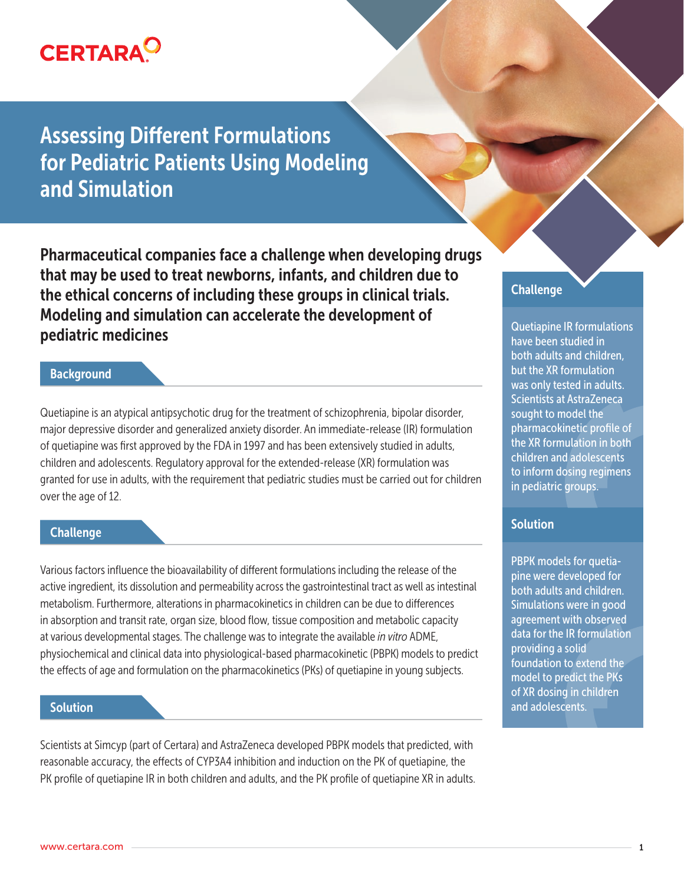# Assessing Different Formulations for Pediatric Patients Using Modeling and Simulation

**Pharmaceutical companies face a challenge when developing drugs that may be used to treat newborns, infants, and children due to the ethical concerns of including these groups in clinical trials. Modeling and simulation can accelerate the development of pediatric medicines**

## Background

Quetiapine is an atypical antipsychotic drug for the treatment of schizophrenia, bipolar disorder, major depressive disorder and generalized anxiety disorder. An immediate-release (IR) formulation of quetiapine was first approved by the FDA in 1997 and has been extensively studied in adults, children and adolescents. Regulatory approval for the extended-release (XR) formulation was granted for use in adults, with the requirement that pediatric studies must be carried out for children over the age of 12.

## Challenge

Various factors influence the bioavailability of different formulations including the release of the active ingredient, its dissolution and permeability across the gastrointestinal tract as well as intestinal metabolism. Furthermore, alterations in pharmacokinetics in children can be due to differences in absorption and transit rate, organ size, blood flow, tissue composition and metabolic capacity at various developmental stages. The challenge was to integrate the available *in vitro* ADME, physiochemical and clinical data into physiological-based pharmacokinetic (PBPK) models to predict the effects of age and formulation on the pharmacokinetics (PKs) of quetiapine in young subjects.

## Solution

Scientists at Simcyp (part of Certara) and AstraZeneca developed PBPK models that predicted, with reasonable accuracy, the effects of CYP3A4 inhibition and induction on the PK of quetiapine, the PK profile of quetiapine IR in both children and adults, and the PK profile of quetiapine XR in adults.

### Challenge

Quetiapine IR formulations have been studied in both adults and children, but the XR formulation was only tested in adults. Scientists at AstraZeneca sought to model the pharmacokinetic profile of the XR formulation in both children and adolescents to inform dosing regimens in pediatric groups.

### Solution

PBPK models for quetiapine were developed for both adults and children. Simulations were in good agreement with observed data for the IR formulation providing a solid foundation to extend the model to predict the PKs of XR dosing in children and adolescents.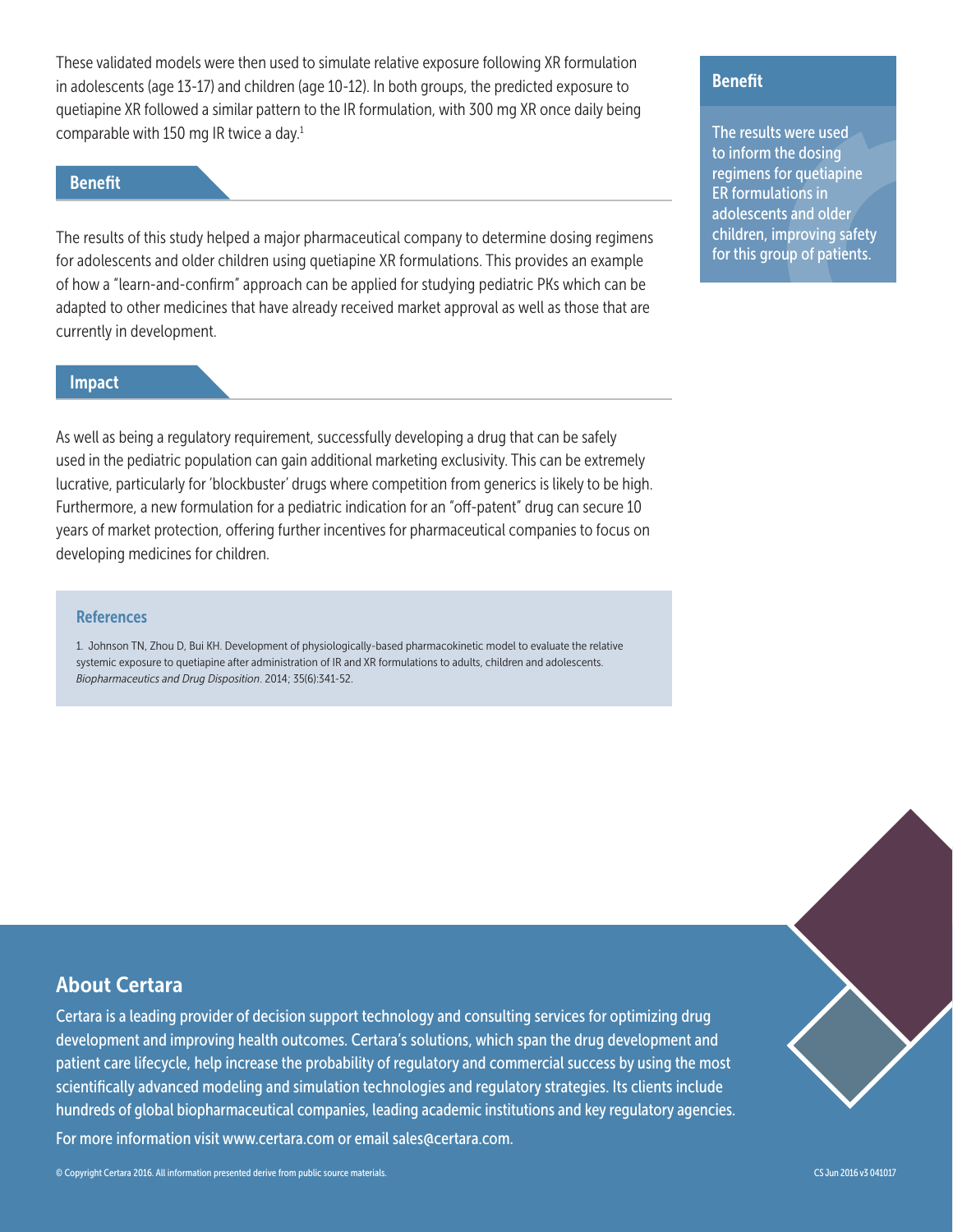These validated models were then used to simulate relative exposure following XR formulation in adolescents (age 13-17) and children (age 10-12). In both groups, the predicted exposure to quetiapine XR followed a similar pattern to the IR formulation, with 300 mg XR once daily being comparable with 150 mg IR twice a day.[1]

## Benefit

The results of this study helped a major pharmaceutical company to determine dosing regimens for adolescents and older children using quetiapine XR formulations. This provides an example of how a "learn-and-confirm" approach can be applied for studying pediatric PKs which can be adapted to other medicines that have already received market approval as well as those that are currently in development.

## Impact

As well as being a regulatory requirement, successfully developing a drug that can be safely used in the pediatric population can gain additional marketing exclusivity. This can be extremely lucrative, particularly for 'blockbuster' drugs where competition from generics is likely to be high. Furthermore, a new formulation for a pediatric indication for an "off-patent" drug can secure 10 years of market protection, offering further incentives for pharmaceutical companies to focus on developing medicines for children.

### References

1. Johnson TN, Zhou D, Bui KH. Development of physiologically-based pharmacokinetic model to evaluate the relative systemic exposure to quetiapine after administration of IR and XR formulations to adults, children and adolescents. *Biopharmaceutics and Drug Disposition*. 2014; 35(6):341-52.

### Benefit

The results were used to inform the dosing regimens for quetiapine ER formulations in adolescents and older children, improving safety for this group of patients.

## About Certara

Certara is a leading provider of decision support technology and consulting services for optimizing drug development and improving health outcomes. Certara's solutions, which span the drug development and patient care lifecycle, help increase the probability of regulatory and commercial success by using the most scientifically advanced modeling and simulation technologies and regulatory strategies. Its clients include hundreds of global biopharmaceutical companies, leading academic institutions and key regulatory agencies.

For more information visit www.certara.com or email sales@certara.com.

© Copyright Certara 2016. All information presented derive from public source materials.

CS Jun 2016 v3 041017